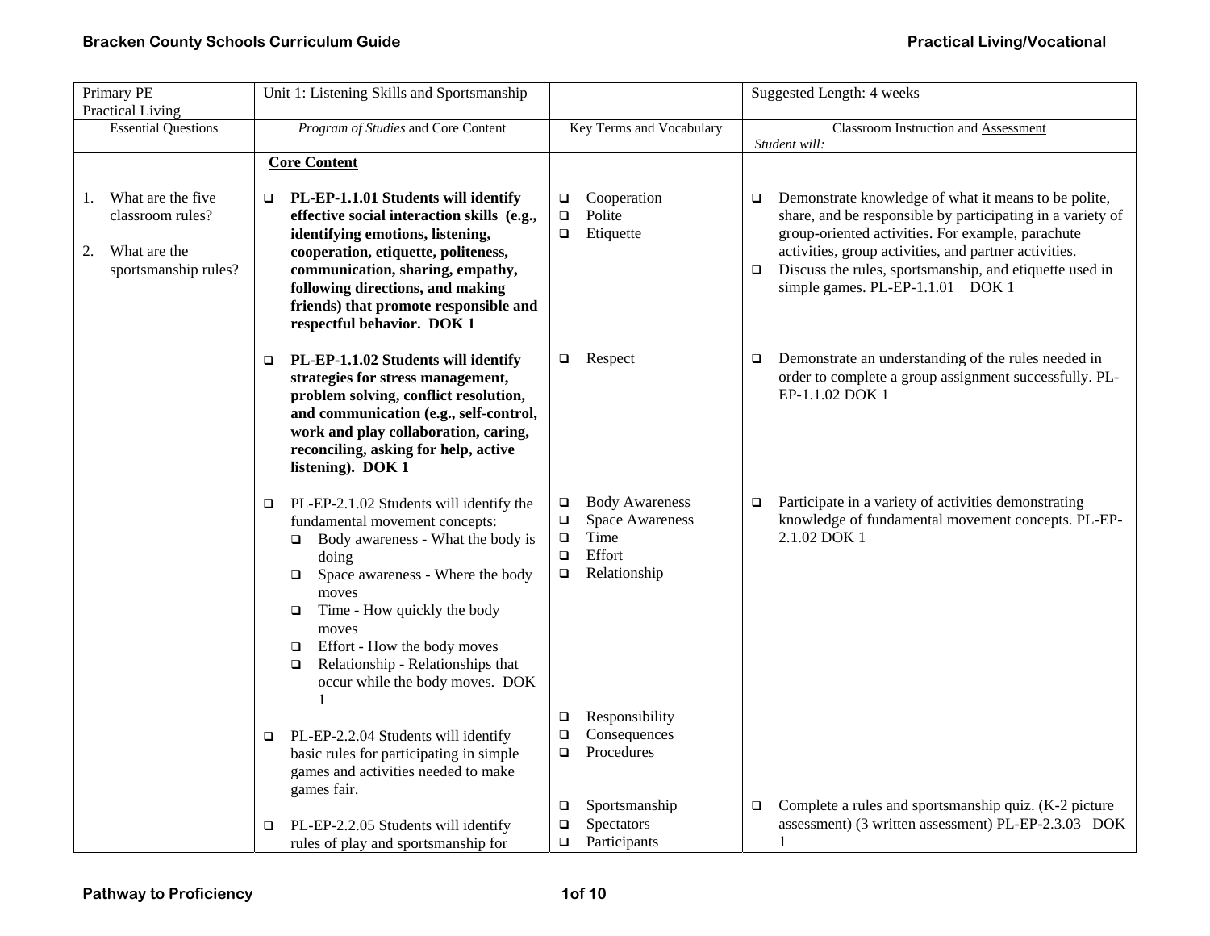| Primary PE<br>Practical Living | Unit 1: Listening Skills and Sportsmanship | | Suggested Length: 4 weeks |
|---|---|---|---|
| Essential Questions | *Program of Studies* and Core Content | Key Terms and Vocabulary | Classroom Instruction and Assessment<br>*Student will:* |
| 1. What are the five classroom rules?<br><br>2. What are the sportsmanship rules? | **Core Content**<br><br>❑ **PL-EP-1.1.01 Students will identify effective social interaction skills (e.g., identifying emotions, listening, cooperation, etiquette, politeness, communication, sharing, empathy, following directions, and making friends) that promote responsible and respectful behavior. DOK 1** | ❑ Cooperation<br>❑ Polite<br>❑ Etiquette | ❑ Demonstrate knowledge of what it means to be polite, share, and be responsible by participating in a variety of group-oriented activities. For example, parachute activities, group activities, and partner activities.<br>❑ Discuss the rules, sportsmanship, and etiquette used in simple games. PL-EP-1.1.01 DOK 1 |
| | ❑ **PL-EP-1.1.02 Students will identify strategies for stress management, problem solving, conflict resolution, and communication (e.g., self-control, work and play collaboration, caring, reconciling, asking for help, active listening). DOK 1** | ❑ Respect | ❑ Demonstrate an understanding of the rules needed in order to complete a group assignment successfully. PL-EP-1.1.02 DOK 1 |
| | ❑ PL-EP-2.1.02 Students will identify the fundamental movement concepts:<br>❑ Body awareness - What the body is doing<br>❑ Space awareness - Where the body moves<br>❑ Time - How quickly the body moves<br>❑ Effort - How the body moves<br>❑ Relationship - Relationships that occur while the body moves. DOK 1 | ❑ Body Awareness<br>❑ Space Awareness<br>❑ Time<br>❑ Effort<br>❑ Relationship | ❑ Participate in a variety of activities demonstrating knowledge of fundamental movement concepts. PL-EP-2.1.02 DOK 1 |
| | ❑ PL-EP-2.2.04 Students will identify basic rules for participating in simple games and activities needed to make games fair. | ❑ Responsibility<br>❑ Consequences<br>❑ Procedures | |
| | ❑ PL-EP-2.2.05 Students will identify rules of play and sportsmanship for | ❑ Sportsmanship<br>❑ Spectators<br>❑ Participants | ❑ Complete a rules and sportsmanship quiz. (K-2 picture assessment) (3 written assessment) PL-EP-2.3.03 DOK 1 |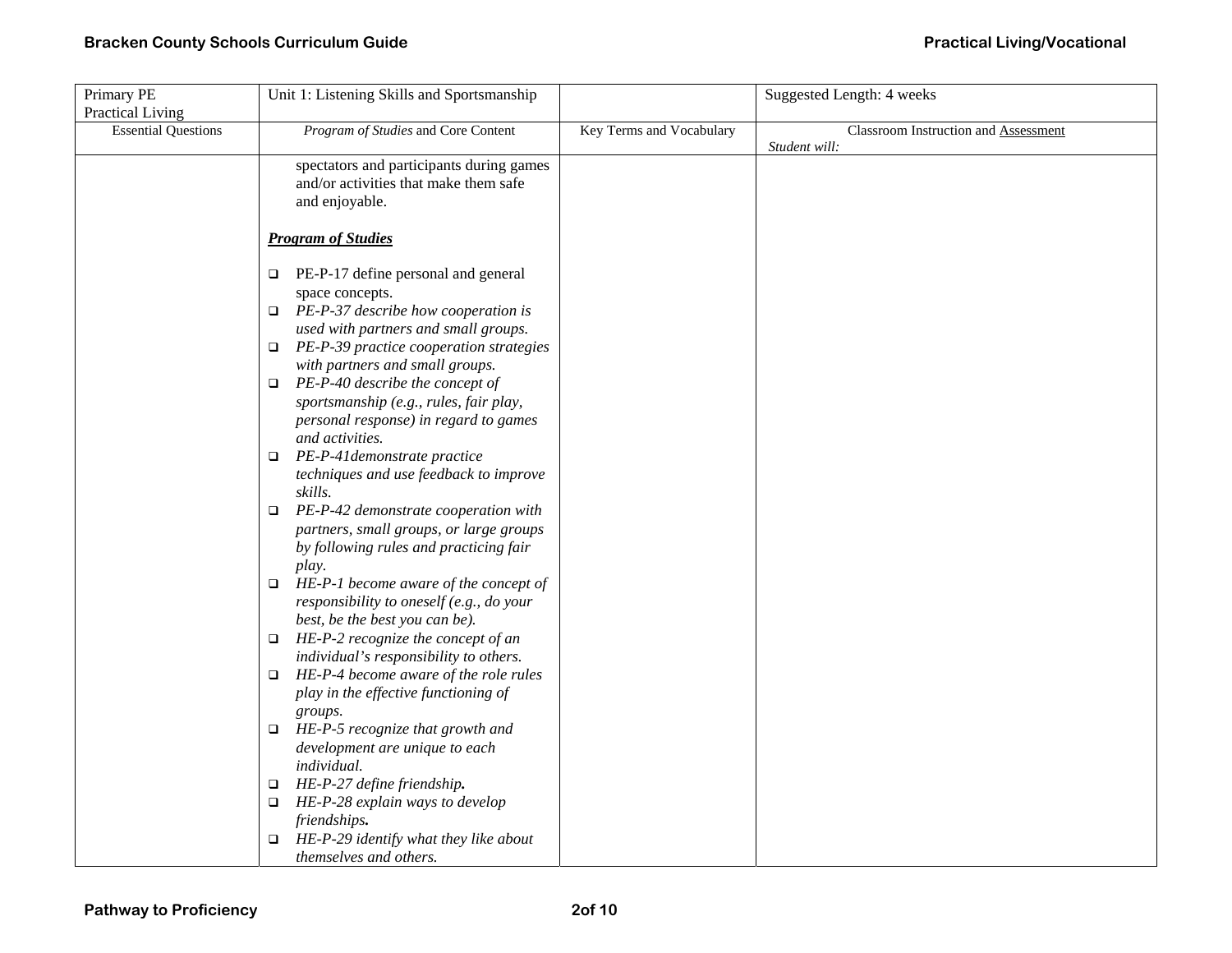| Primary PE<br>Practical Living | Unit 1: Listening Skills and Sportsmanship | | Suggested Length: 4 weeks |
|---|---|---|---|
| Essential Questions | *Program of Studies* and Core Content | Key Terms and Vocabulary | Classroom Instruction and Assessment<br>*Student will:* |
| | spectators and participants during games and/or activities that make them safe and enjoyable.<br><br>***Program of Studies***<br><br>❑ PE-P-17 define personal and general space concepts.<br>❑ *PE-P-37 describe how cooperation is used with partners and small groups.*<br>❑ *PE-P-39 practice cooperation strategies with partners and small groups.*<br>❑ *PE-P-40 describe the concept of sportsmanship (e.g., rules, fair play, personal response) in regard to games and activities.*<br>❑ *PE-P-41demonstrate practice techniques and use feedback to improve skills.*<br>❑ *PE-P-42 demonstrate cooperation with partners, small groups, or large groups by following rules and practicing fair play.*<br>❑ *HE-P-1 become aware of the concept of responsibility to oneself (e.g., do your best, be the best you can be).*<br>❑ *HE-P-2 recognize the concept of an individual's responsibility to others.*<br>❑ *HE-P-4 become aware of the role rules play in the effective functioning of groups.*<br>❑ *HE-P-5 recognize that growth and development are unique to each individual.*<br>❑ *HE-P-27 define friendship.*<br>❑ *HE-P-28 explain ways to develop friendships.*<br>❑ *HE-P-29 identify what they like about themselves and others.* | | |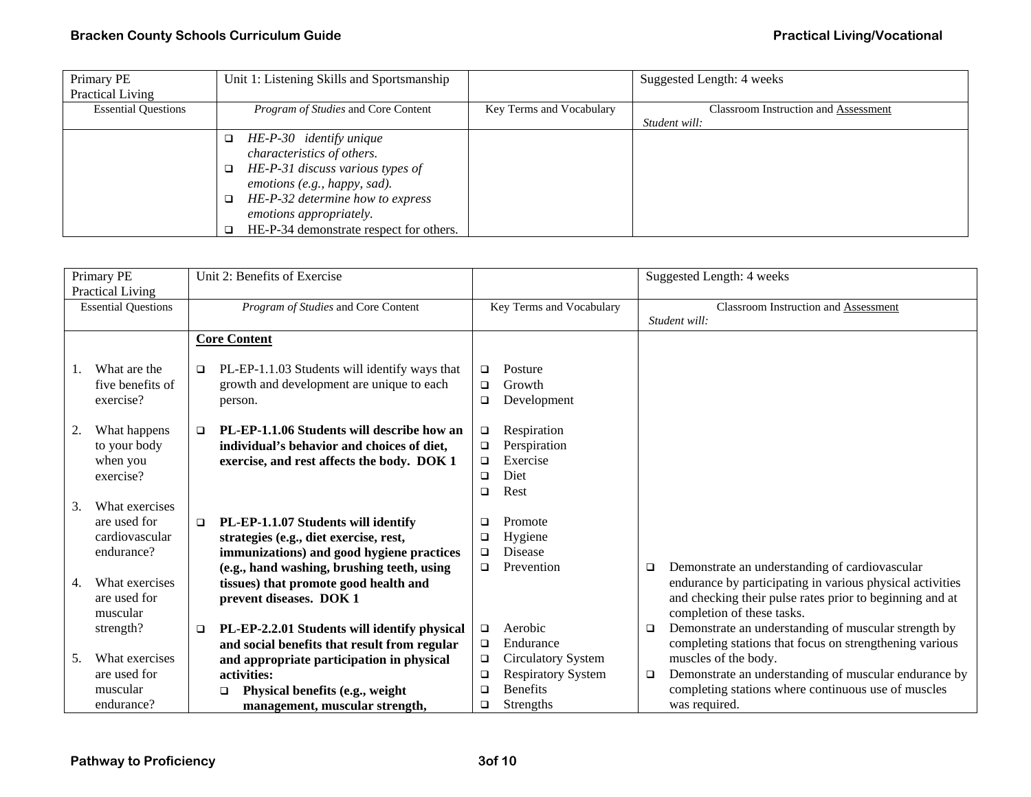| Primary PE Practical Living | Unit 1: Listening Skills and Sportsmanship | | Suggested Length: 4 weeks |
|---|---|---|---|
| Essential Questions | *Program of Studies* and Core Content | Key Terms and Vocabulary | Classroom Instruction and Assessment *Student will:* |
| | ❑ *HE-P-30 identify unique characteristics of others.*<br>❑ *HE-P-31 discuss various types of emotions (e.g., happy, sad).*<br>❑ *HE-P-32 determine how to express emotions appropriately.*<br>❑ HE-P-34 demonstrate respect for others. | | |

| Primary PE Practical Living | Unit 2: Benefits of Exercise | | Suggested Length: 4 weeks |
|---|---|---|---|
| Essential Questions | *Program of Studies* and Core Content | Key Terms and Vocabulary | Classroom Instruction and Assessment *Student will:* |
| 1. What are the five benefits of exercise?<br><br>2. What happens to your body when you exercise?<br><br>3. What exercises are used for cardiovascular endurance?<br><br>4. What exercises are used for muscular strength?<br><br>5. What exercises are used for muscular endurance? | **Core Content**<br><br>❑ PL-EP-1.1.03 Students will identify ways that growth and development are unique to each person.<br><br>❑ **PL-EP-1.1.06 Students will describe how an individual's behavior and choices of diet, exercise, and rest affects the body. DOK 1**<br><br>❑ **PL-EP-1.1.07 Students will identify strategies (e.g., diet exercise, rest, immunizations) and good hygiene practices (e.g., hand washing, brushing teeth, using tissues) that promote good health and prevent diseases. DOK 1**<br><br>❑ **PL-EP-2.2.01 Students will identify physical and social benefits that result from regular and appropriate participation in physical activities:**<br>❑ **Physical benefits (e.g., weight management, muscular strength,** | ❑ Posture<br>❑ Growth<br>❑ Development<br><br>❑ Respiration<br>❑ Perspiration<br>❑ Exercise<br>❑ Diet<br>❑ Rest<br><br>❑ Promote<br>❑ Hygiene<br>❑ Disease<br>❑ Prevention<br><br>❑ Aerobic<br>❑ Endurance<br>❑ Circulatory System<br>❑ Respiratory System<br>❑ Benefits<br>❑ Strengths | ❑ Demonstrate an understanding of cardiovascular endurance by participating in various physical activities and checking their pulse rates prior to beginning and at completion of these tasks.<br>❑ Demonstrate an understanding of muscular strength by completing stations that focus on strengthening various muscles of the body.<br>❑ Demonstrate an understanding of muscular endurance by completing stations where continuous use of muscles was required. |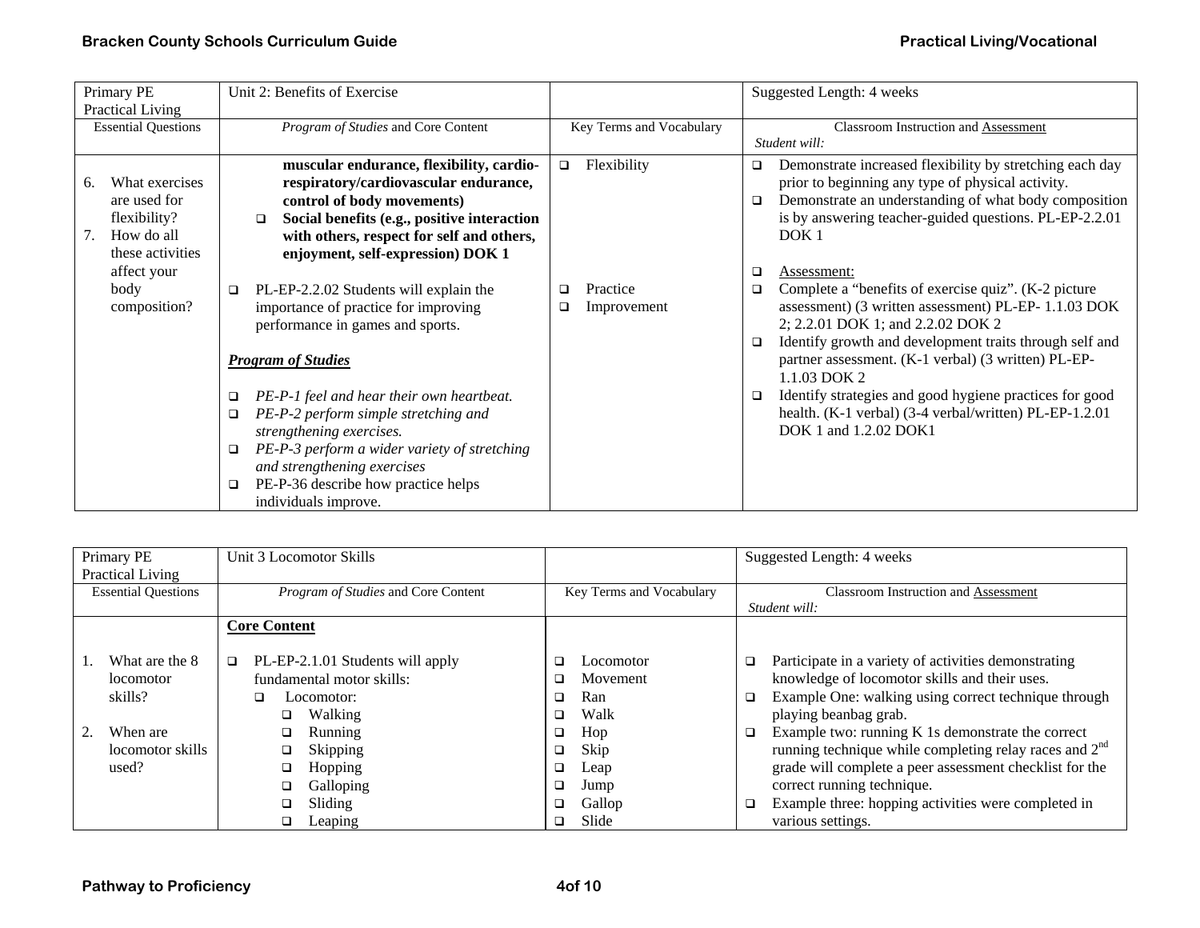| Primary PE Practical Living | Unit 2: Benefits of Exercise | | Suggested Length: 4 weeks |
|---|---|---|---|
| Essential Questions | *Program of Studies* and Core Content | Key Terms and Vocabulary | Classroom Instruction and Assessment *Student will:* |
| 6. What exercises are used for flexibility?<br>7. How do all these activities affect your body composition? | **muscular endurance, flexibility, cardio-respiratory/cardiovascular endurance, control of body movements)**<br>❑ **Social benefits (e.g., positive interaction with others, respect for self and others, enjoyment, self-expression) DOK 1**<br><br>❑ PL-EP-2.2.02 Students will explain the importance of practice for improving performance in games and sports.<br><br>***Program of Studies***<br><br>❑ *PE-P-1 feel and hear their own heartbeat.*<br>❑ *PE-P-2 perform simple stretching and strengthening exercises.*<br>❑ *PE-P-3 perform a wider variety of stretching and strengthening exercises*<br>❑ PE-P-36 describe how practice helps individuals improve. | ❑ Flexibility<br><br><br><br><br>❑ Practice<br>❑ Improvement | ❑ Demonstrate increased flexibility by stretching each day prior to beginning any type of physical activity.<br>❑ Demonstrate an understanding of what body composition is by answering teacher-guided questions. PL-EP-2.2.01 DOK 1<br><br>❑ Assessment:<br>❑ Complete a "benefits of exercise quiz". (K-2 picture assessment) (3 written assessment) PL-EP- 1.1.03 DOK 2; 2.2.01 DOK 1; and 2.2.02 DOK 2<br>❑ Identify growth and development traits through self and partner assessment. (K-1 verbal) (3 written) PL-EP-1.1.03 DOK 2<br>❑ Identify strategies and good hygiene practices for good health. (K-1 verbal) (3-4 verbal/written) PL-EP-1.2.01 DOK 1 and 1.2.02 DOK1 |

| Primary PE Practical Living | Unit 3 Locomotor Skills | | Suggested Length: 4 weeks |
|---|---|---|---|
| Essential Questions | *Program of Studies* and Core Content | Key Terms and Vocabulary | Classroom Instruction and Assessment *Student will:* |
| 1. What are the 8 locomotor skills?<br><br>2. When are locomotor skills used? | **Core Content**<br><br>❑ PL-EP-2.1.01 Students will apply fundamental motor skills:<br>❑ Locomotor:<br>❑ Walking<br>❑ Running<br>❑ Skipping<br>❑ Hopping<br>❑ Galloping<br>❑ Sliding<br>❑ Leaping | ❑ Locomotor<br>❑ Movement<br>❑ Ran<br>❑ Walk<br>❑ Hop<br>❑ Skip<br>❑ Leap<br>❑ Jump<br>❑ Gallop<br>❑ Slide | ❑ Participate in a variety of activities demonstrating knowledge of locomotor skills and their uses.<br>❑ Example One: walking using correct technique through playing beanbag grab.<br>❑ Example two: running K 1s demonstrate the correct running technique while completing relay races and 2nd grade will complete a peer assessment checklist for the correct running technique.<br>❑ Example three: hopping activities were completed in various settings. |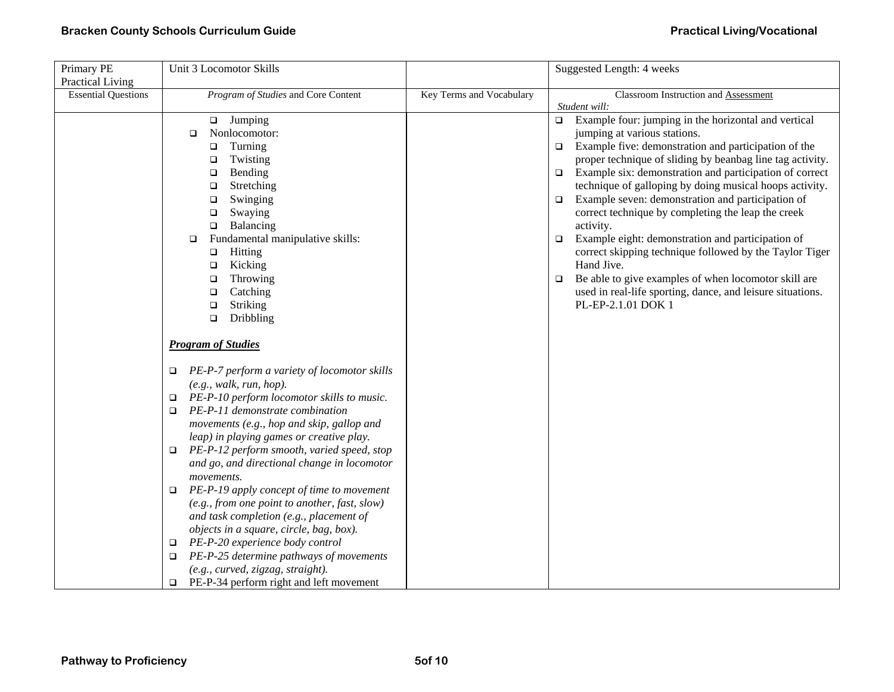| Primary PE Practical Living | Unit 3 Locomotor Skills | | Suggested Length: 4 weeks |
|---|---|---|---|
| Essential Questions | *Program of Studies* and Core Content | Key Terms and Vocabulary | Classroom Instruction and Assessment<br>*Student will:* |
| | ❑ Jumping<br>❑ Nonlocomotor:<br>❑ Turning<br>❑ Twisting<br>❑ Bending<br>❑ Stretching<br>❑ Swinging<br>❑ Swaying<br>❑ Balancing<br>❑ Fundamental manipulative skills:<br>❑ Hitting<br>❑ Kicking<br>❑ Throwing<br>❑ Catching<br>❑ Striking<br>❑ Dribbling<br><br>***Program of Studies***<br><br>❑ *PE-P-7 perform a variety of locomotor skills (e.g., walk, run, hop).*<br>❑ *PE-P-10 perform locomotor skills to music.*<br>❑ *PE-P-11 demonstrate combination movements (e.g., hop and skip, gallop and leap) in playing games or creative play.*<br>❑ *PE-P-12 perform smooth, varied speed, stop and go, and directional change in locomotor movements.*<br>❑ *PE-P-19 apply concept of time to movement (e.g., from one point to another, fast, slow) and task completion (e.g., placement of objects in a square, circle, bag, box).*<br>❑ *PE-P-20 experience body control*<br>❑ *PE-P-25 determine pathways of movements (e.g., curved, zigzag, straight).*<br>❑ PE-P-34 perform right and left movement | | ❑ Example four: jumping in the horizontal and vertical jumping at various stations.<br>❑ Example five: demonstration and participation of the proper technique of sliding by beanbag line tag activity.<br>❑ Example six: demonstration and participation of correct technique of galloping by doing musical hoops activity.<br>❑ Example seven: demonstration and participation of correct technique by completing the leap the creek activity.<br>❑ Example eight: demonstration and participation of correct skipping technique followed by the Taylor Tiger Hand Jive.<br>❑ Be able to give examples of when locomotor skill are used in real-life sporting, dance, and leisure situations. PL-EP-2.1.01 DOK 1 |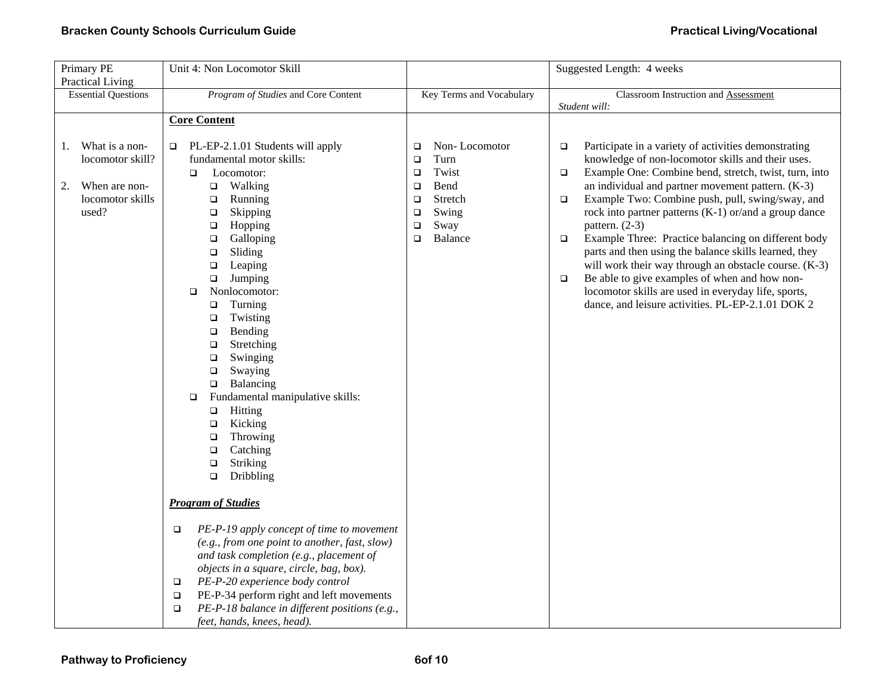| Primary PE Practical Living | Unit 4: Non Locomotor Skill | | Suggested Length: 4 weeks |
|---|---|---|---|
| Essential Questions | *Program of Studies* and Core Content | Key Terms and Vocabulary | Classroom Instruction and Assessment *Student will:* |
| 1. What is a non-locomotor skill?<br><br>2. When are non-locomotor skills used? | **Core Content**<br><br>❑ PL-EP-2.1.01 Students will apply fundamental motor skills:<br>❑ Locomotor:<br>❑ Walking<br>❑ Running<br>❑ Skipping<br>❑ Hopping<br>❑ Galloping<br>❑ Sliding<br>❑ Leaping<br>❑ Jumping<br>❑ Nonlocomotor:<br>❑ Turning<br>❑ Twisting<br>❑ Bending<br>❑ Stretching<br>❑ Swinging<br>❑ Swaying<br>❑ Balancing<br>❑ Fundamental manipulative skills:<br>❑ Hitting<br>❑ Kicking<br>❑ Throwing<br>❑ Catching<br>❑ Striking<br>❑ Dribbling<br><br>***Program of Studies***<br><br>❑ *PE-P-19 apply concept of time to movement (e.g., from one point to another, fast, slow) and task completion (e.g., placement of objects in a square, circle, bag, box).*<br>❑ *PE-P-20 experience body control*<br>❑ PE-P-34 perform right and left movements<br>❑ *PE-P-18 balance in different positions (e.g., feet, hands, knees, head).* | ❑ Non- Locomotor<br>❑ Turn<br>❑ Twist<br>❑ Bend<br>❑ Stretch<br>❑ Swing<br>❑ Sway<br>❑ Balance | ❑ Participate in a variety of activities demonstrating knowledge of non-locomotor skills and their uses.<br>❑ Example One: Combine bend, stretch, twist, turn, into an individual and partner movement pattern. (K-3)<br>❑ Example Two: Combine push, pull, swing/sway, and rock into partner patterns (K-1) or/and a group dance pattern. (2-3)<br>❑ Example Three: Practice balancing on different body parts and then using the balance skills learned, they will work their way through an obstacle course. (K-3)<br>❑ Be able to give examples of when and how non-locomotor skills are used in everyday life, sports, dance, and leisure activities. PL-EP-2.1.01 DOK 2 |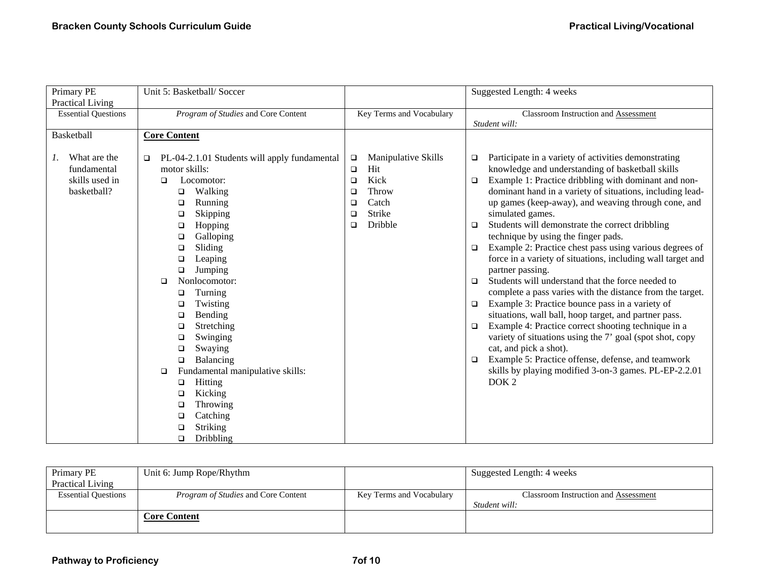| Primary PE Practical Living | Unit 5: Basketball/ Soccer | | Suggested Length: 4 weeks |
|---|---|---|---|
| Essential Questions | *Program of Studies* and Core Content | Key Terms and Vocabulary | Classroom Instruction and Assessment *Student will:* |
| Basketball<br><br>*1.* What are the fundamental skills used in basketball? | **Core Content**<br><br>❑ PL-04-2.1.01 Students will apply fundamental motor skills:<br>❑ Locomotor:<br>❑ Walking<br>❑ Running<br>❑ Skipping<br>❑ Hopping<br>❑ Galloping<br>❑ Sliding<br>❑ Leaping<br>❑ Jumping<br>❑ Nonlocomotor:<br>❑ Turning<br>❑ Twisting<br>❑ Bending<br>❑ Stretching<br>❑ Swinging<br>❑ Swaying<br>❑ Balancing<br>❑ Fundamental manipulative skills:<br>❑ Hitting<br>❑ Kicking<br>❑ Throwing<br>❑ Catching<br>❑ Striking<br>❑ Dribbling | ❑ Manipulative Skills<br>❑ Hit<br>❑ Kick<br>❑ Throw<br>❑ Catch<br>❑ Strike<br>❑ Dribble | ❑ Participate in a variety of activities demonstrating knowledge and understanding of basketball skills<br>❑ Example 1: Practice dribbling with dominant and non-dominant hand in a variety of situations, including lead-up games (keep-away), and weaving through cone, and simulated games.<br>❑ Students will demonstrate the correct dribbling technique by using the finger pads.<br>❑ Example 2: Practice chest pass using various degrees of force in a variety of situations, including wall target and partner passing.<br>❑ Students will understand that the force needed to complete a pass varies with the distance from the target.<br>❑ Example 3: Practice bounce pass in a variety of situations, wall ball, hoop target, and partner pass.<br>❑ Example 4: Practice correct shooting technique in a variety of situations using the 7' goal (spot shot, copy cat, and pick a shot).<br>❑ Example 5: Practice offense, defense, and teamwork skills by playing modified 3-on-3 games. PL-EP-2.2.01 DOK 2 |

| Primary PE Practical Living | Unit 6: Jump Rope/Rhythm | | Suggested Length: 4 weeks |
|---|---|---|---|
| Essential Questions | *Program of Studies* and Core Content | Key Terms and Vocabulary | Classroom Instruction and Assessment *Student will:* |
| | **Core Content** | | |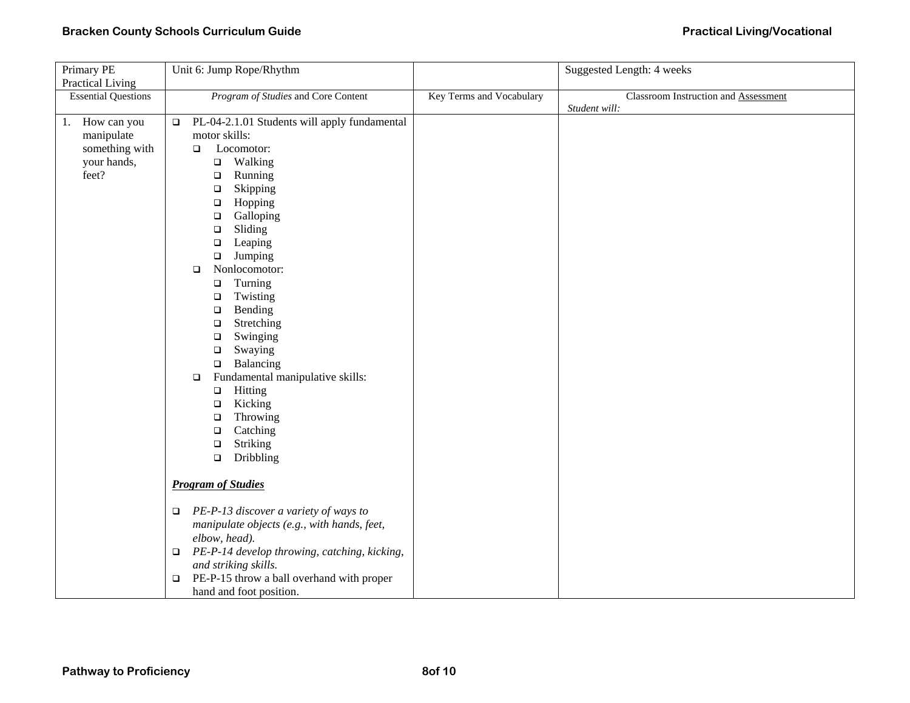| Primary PE Practical Living | Unit 6: Jump Rope/Rhythm | | Suggested Length: 4 weeks |
|---|---|---|---|
| Essential Questions | *Program of Studies* and Core Content | Key Terms and Vocabulary | Classroom Instruction and Assessment<br>*Student will:* |
| 1. How can you manipulate something with your hands, feet? | ❑ PL-04-2.1.01 Students will apply fundamental motor skills:<br>❑ Locomotor:<br>❑ Walking<br>❑ Running<br>❑ Skipping<br>❑ Hopping<br>❑ Galloping<br>❑ Sliding<br>❑ Leaping<br>❑ Jumping<br>❑ Nonlocomotor:<br>❑ Turning<br>❑ Twisting<br>❑ Bending<br>❑ Stretching<br>❑ Swinging<br>❑ Swaying<br>❑ Balancing<br>❑ Fundamental manipulative skills:<br>❑ Hitting<br>❑ Kicking<br>❑ Throwing<br>❑ Catching<br>❑ Striking<br>❑ Dribbling<br><br>***Program of Studies***<br><br>❑ *PE-P-13 discover a variety of ways to manipulate objects (e.g., with hands, feet, elbow, head).*<br>❑ *PE-P-14 develop throwing, catching, kicking, and striking skills.*<br>❑ PE-P-15 throw a ball overhand with proper hand and foot position. | | |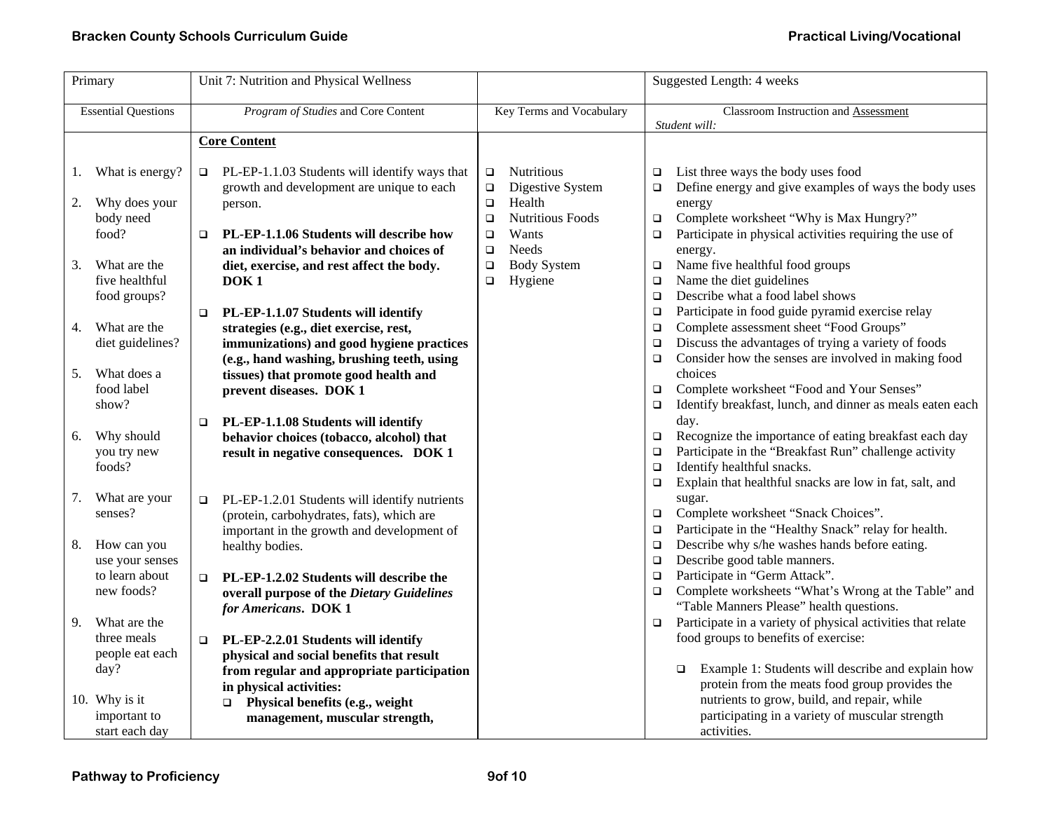| Primary | Unit 7: Nutrition and Physical Wellness | | Suggested Length: 4 weeks |
|---|---|---|---|
| Essential Questions | *Program of Studies* and Core Content | Key Terms and Vocabulary | Classroom Instruction and Assessment<br>*Student will:* |
| 1. What is energy?<br><br>2. Why does your body need food?<br><br>3. What are the five healthful food groups?<br><br>4. What are the diet guidelines?<br><br>5. What does a food label show?<br><br>6. Why should you try new foods?<br><br>7. What are your senses?<br><br>8. How can you use your senses to learn about new foods?<br><br>9. What are the three meals people eat each day?<br><br>10. Why is it important to start each day | **Core Content**<br><br>❑ PL-EP-1.1.03 Students will identify ways that growth and development are unique to each person.<br><br>❑ **PL-EP-1.1.06 Students will describe how an individual's behavior and choices of diet, exercise, and rest affect the body. DOK 1**<br><br>❑ **PL-EP-1.1.07 Students will identify strategies (e.g., diet exercise, rest, immunizations) and good hygiene practices (e.g., hand washing, brushing teeth, using tissues) that promote good health and prevent diseases. DOK 1**<br><br>❑ **PL-EP-1.1.08 Students will identify behavior choices (tobacco, alcohol) that result in negative consequences. DOK 1**<br><br>❑ PL-EP-1.2.01 Students will identify nutrients (protein, carbohydrates, fats), which are important in the growth and development of healthy bodies.<br><br>❑ **PL-EP-1.2.02 Students will describe the overall purpose of the *Dietary Guidelines for Americans*. DOK 1**<br><br>❑ **PL-EP-2.2.01 Students will identify physical and social benefits that result from regular and appropriate participation in physical activities:**<br>❑ **Physical benefits (e.g., weight management, muscular strength,** | ❑ Nutritious<br>❑ Digestive System<br>❑ Health<br>❑ Nutritious Foods<br>❑ Wants<br>❑ Needs<br>❑ Body System<br>❑ Hygiene | ❑ List three ways the body uses food<br>❑ Define energy and give examples of ways the body uses energy<br>❑ Complete worksheet "Why is Max Hungry?"<br>❑ Participate in physical activities requiring the use of energy.<br>❑ Name five healthful food groups<br>❑ Name the diet guidelines<br>❑ Describe what a food label shows<br>❑ Participate in food guide pyramid exercise relay<br>❑ Complete assessment sheet "Food Groups"<br>❑ Discuss the advantages of trying a variety of foods<br>❑ Consider how the senses are involved in making food choices<br>❑ Complete worksheet "Food and Your Senses"<br>❑ Identify breakfast, lunch, and dinner as meals eaten each day.<br>❑ Recognize the importance of eating breakfast each day<br>❑ Participate in the "Breakfast Run" challenge activity<br>❑ Identify healthful snacks.<br>❑ Explain that healthful snacks are low in fat, salt, and sugar.<br>❑ Complete worksheet "Snack Choices".<br>❑ Participate in the "Healthy Snack" relay for health.<br>❑ Describe why s/he washes hands before eating.<br>❑ Describe good table manners.<br>❑ Participate in "Germ Attack".<br>❑ Complete worksheets "What's Wrong at the Table" and "Table Manners Please" health questions.<br>❑ Participate in a variety of physical activities that relate food groups to benefits of exercise:<br><br>❑ Example 1: Students will describe and explain how protein from the meats food group provides the nutrients to grow, build, and repair, while participating in a variety of muscular strength activities. |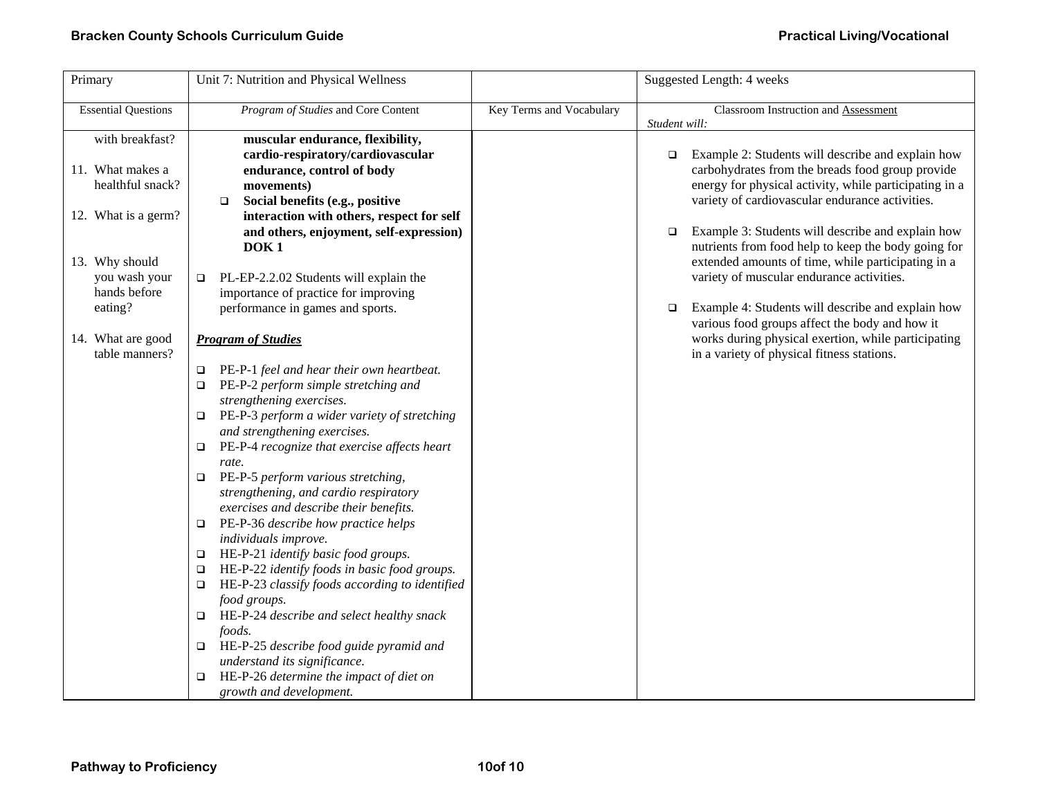| Primary | Unit 7: Nutrition and Physical Wellness | | Suggested Length: 4 weeks |
|---|---|---|---|
| Essential Questions | *Program of Studies* and Core Content | Key Terms and Vocabulary | Classroom Instruction and Assessment<br>*Student will:* |
| with breakfast?<br><br>11. What makes a healthful snack?<br><br>12. What is a germ?<br><br>13. Why should you wash your hands before eating?<br><br>14. What are good table manners? | **muscular endurance, flexibility, cardio-respiratory/cardiovascular endurance, control of body movements)**<br>❑ **Social benefits (e.g., positive interaction with others, respect for self and others, enjoyment, self-expression) DOK 1**<br><br>❑ PL-EP-2.2.02 Students will explain the importance of practice for improving performance in games and sports.<br><br>***Program of Studies***<br><br>❑ PE-P-1 *feel and hear their own heartbeat.*<br>❑ PE-P-2 *perform simple stretching and strengthening exercises.*<br>❑ PE-P-3 *perform a wider variety of stretching and strengthening exercises.*<br>❑ PE-P-4 *recognize that exercise affects heart rate.*<br>❑ PE-P-5 *perform various stretching, strengthening, and cardio respiratory exercises and describe their benefits.*<br>❑ PE-P-36 *describe how practice helps individuals improve.*<br>❑ HE-P-21 *identify basic food groups.*<br>❑ HE-P-22 *identify foods in basic food groups.*<br>❑ HE-P-23 *classify foods according to identified food groups.*<br>❑ HE-P-24 *describe and select healthy snack foods.*<br>❑ HE-P-25 *describe food guide pyramid and understand its significance.*<br>❑ HE-P-26 *determine the impact of diet on growth and development.* | | ❑ Example 2: Students will describe and explain how carbohydrates from the breads food group provide energy for physical activity, while participating in a variety of cardiovascular endurance activities.<br><br>❑ Example 3: Students will describe and explain how nutrients from food help to keep the body going for extended amounts of time, while participating in a variety of muscular endurance activities.<br><br>❑ Example 4: Students will describe and explain how various food groups affect the body and how it works during physical exertion, while participating in a variety of physical fitness stations. |